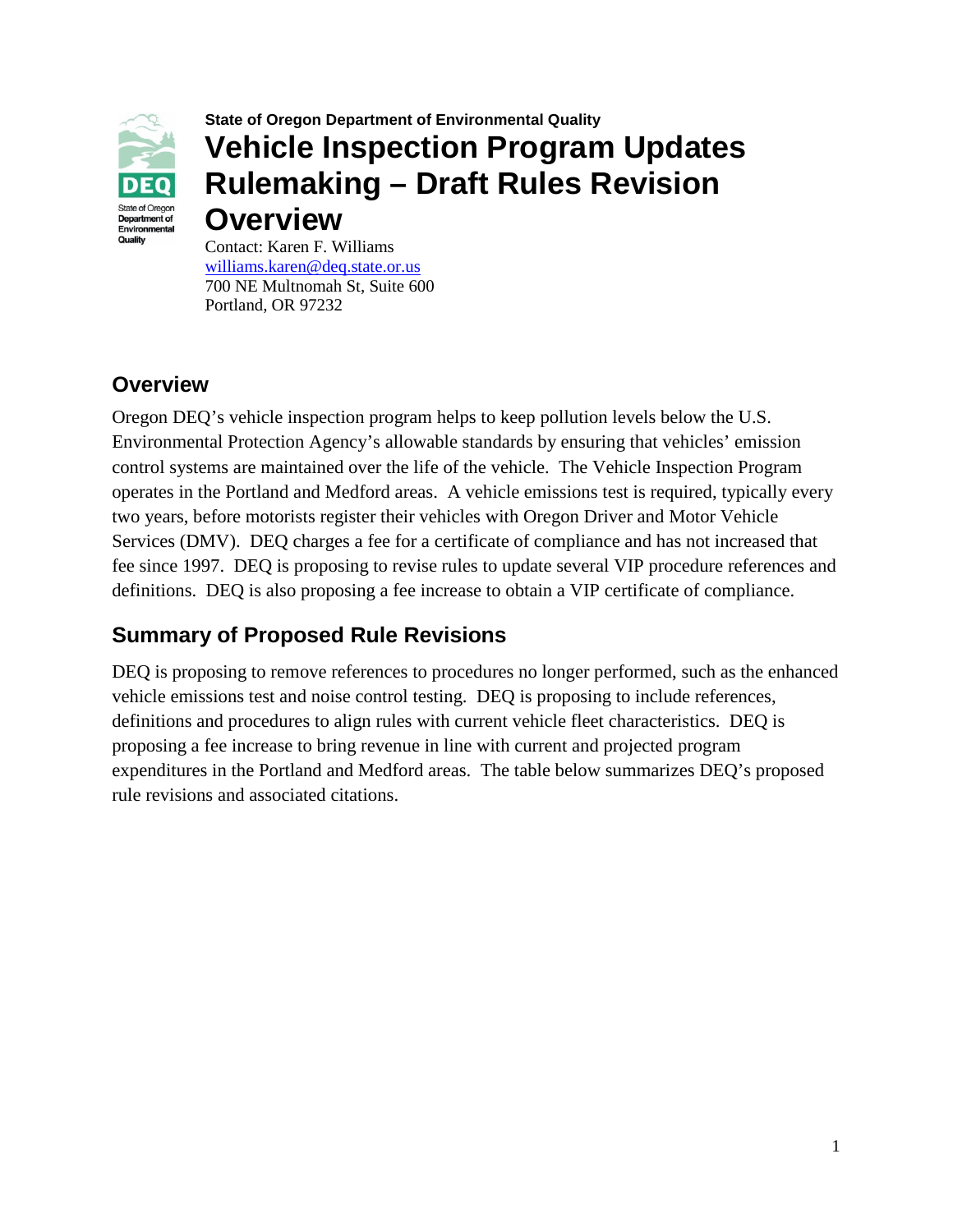**State of Oregon Department of Environmental Quality**

# Vehicle Inspection Program Updates Rulemaking – Draft Rules Revision Overview

Contact: Karen F. Williams
williams.karen@deq.state.or.us
700 NE Multnomah St, Suite 600
Portland, OR 97232

## Overview

Oregon DEQ's vehicle inspection program helps to keep pollution levels below the U.S. Environmental Protection Agency's allowable standards by ensuring that vehicles' emission control systems are maintained over the life of the vehicle. The Vehicle Inspection Program operates in the Portland and Medford areas. A vehicle emissions test is required, typically every two years, before motorists register their vehicles with Oregon Driver and Motor Vehicle Services (DMV). DEQ charges a fee for a certificate of compliance and has not increased that fee since 1997. DEQ is proposing to revise rules to update several VIP procedure references and definitions. DEQ is also proposing a fee increase to obtain a VIP certificate of compliance.

## Summary of Proposed Rule Revisions

DEQ is proposing to remove references to procedures no longer performed, such as the enhanced vehicle emissions test and noise control testing. DEQ is proposing to include references, definitions and procedures to align rules with current vehicle fleet characteristics. DEQ is proposing a fee increase to bring revenue in line with current and projected program expenditures in the Portland and Medford areas. The table below summarizes DEQ's proposed rule revisions and associated citations.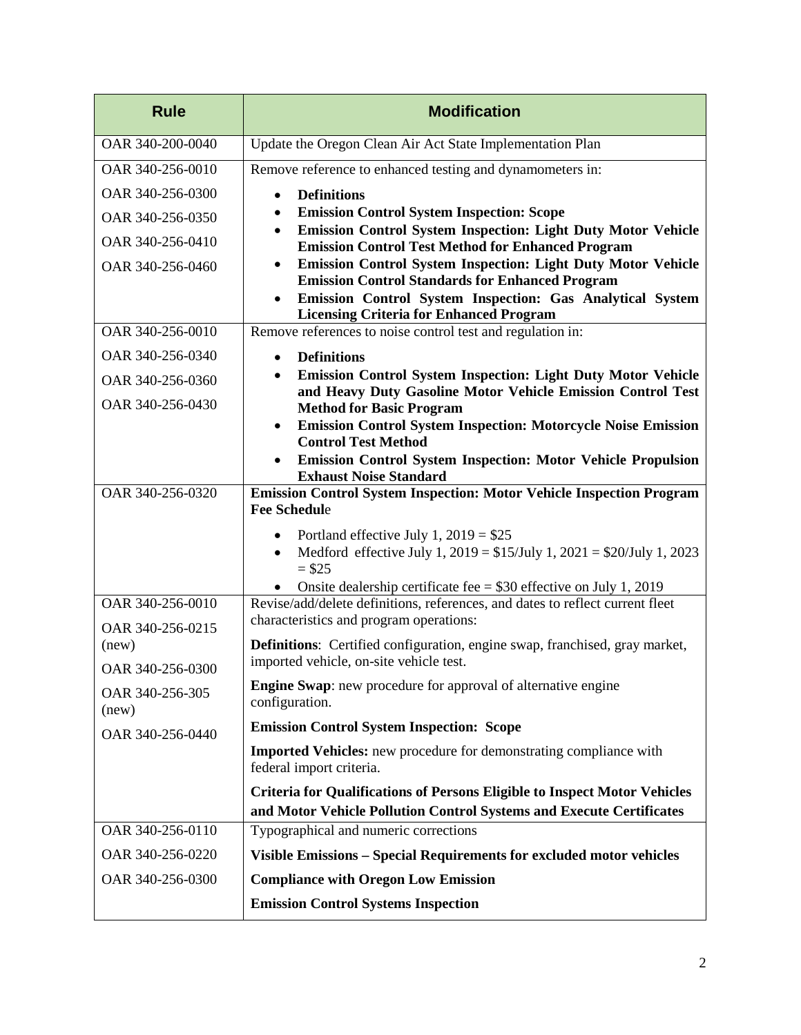| Rule | Modification |
| --- | --- |
| OAR 340-200-0040 | Update the Oregon Clean Air Act State Implementation Plan |
| OAR 340-256-0010<br>OAR 340-256-0300<br>OAR 340-256-0350<br>OAR 340-256-0410<br>OAR 340-256-0460 | Remove reference to enhanced testing and dynamometers in:<br>• **Definitions**<br>• **Emission Control System Inspection: Scope**<br>• **Emission Control System Inspection: Light Duty Motor Vehicle Emission Control Test Method for Enhanced Program**<br>• **Emission Control System Inspection: Light Duty Motor Vehicle Emission Control Standards for Enhanced Program**<br>• **Emission Control System Inspection: Gas Analytical System Licensing Criteria for Enhanced Program** |
| OAR 340-256-0010<br>OAR 340-256-0340<br>OAR 340-256-0360<br>OAR 340-256-0430 | Remove references to noise control test and regulation in:<br>• **Definitions**<br>• **Emission Control System Inspection: Light Duty Motor Vehicle and Heavy Duty Gasoline Motor Vehicle Emission Control Test Method for Basic Program**<br>• **Emission Control System Inspection: Motorcycle Noise Emission Control Test Method**<br>• **Emission Control System Inspection: Motor Vehicle Propulsion Exhaust Noise Standard** |
| OAR 340-256-0320 | **Emission Control System Inspection: Motor Vehicle Inspection Program Fee Schedul**e<br>• Portland effective July 1, 2019 = $25<br>• Medford effective July 1, 2019 = $15/July 1, 2021 = $20/July 1, 2023 = $25<br>• Onsite dealership certificate fee = $30 effective on July 1, 2019 |
| OAR 340-256-0010<br>OAR 340-256-0215 (new)<br>OAR 340-256-0300<br>OAR 340-256-305 (new)<br>OAR 340-256-0440 | Revise/add/delete definitions, references, and dates to reflect current fleet characteristics and program operations:<br>**Definitions**: Certified configuration, engine swap, franchised, gray market, imported vehicle, on-site vehicle test.<br>**Engine Swap**: new procedure for approval of alternative engine configuration.<br>**Emission Control System Inspection: Scope**<br>**Imported Vehicles:** new procedure for demonstrating compliance with federal import criteria.<br>**Criteria for Qualifications of Persons Eligible to Inspect Motor Vehicles and Motor Vehicle Pollution Control Systems and Execute Certificates** |
| OAR 340-256-0110<br>OAR 340-256-0220<br>OAR 340-256-0300 | Typographical and numeric corrections<br>**Visible Emissions – Special Requirements for excluded motor vehicles**<br>**Compliance with Oregon Low Emission**<br>**Emission Control Systems Inspection** |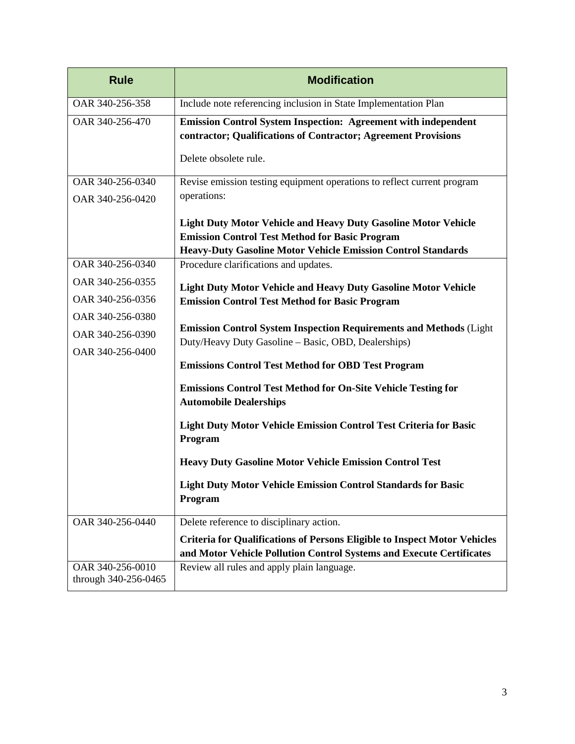| Rule | Modification |
| --- | --- |
| OAR 340-256-358 | Include note referencing inclusion in State Implementation Plan |
| OAR 340-256-470 | **Emission Control System Inspection: Agreement with independent contractor; Qualifications of Contractor; Agreement Provisions**<br><br>Delete obsolete rule. |
| OAR 340-256-0340<br>OAR 340-256-0420 | Revise emission testing equipment operations to reflect current program operations:<br><br>**Light Duty Motor Vehicle and Heavy Duty Gasoline Motor Vehicle Emission Control Test Method for Basic Program**<br>**Heavy-Duty Gasoline Motor Vehicle Emission Control Standards** |
| OAR 340-256-0340<br>OAR 340-256-0355<br>OAR 340-256-0356<br>OAR 340-256-0380<br>OAR 340-256-0390<br>OAR 340-256-0400 | Procedure clarifications and updates.<br><br>**Light Duty Motor Vehicle and Heavy Duty Gasoline Motor Vehicle Emission Control Test Method for Basic Program**<br><br>**Emission Control System Inspection Requirements and Methods** (Light Duty/Heavy Duty Gasoline – Basic, OBD, Dealerships)<br><br>**Emissions Control Test Method for OBD Test Program**<br><br>**Emissions Control Test Method for On-Site Vehicle Testing for Automobile Dealerships**<br><br>**Light Duty Motor Vehicle Emission Control Test Criteria for Basic Program**<br><br>**Heavy Duty Gasoline Motor Vehicle Emission Control Test**<br><br>**Light Duty Motor Vehicle Emission Control Standards for Basic Program** |
| OAR 340-256-0440 | Delete reference to disciplinary action.<br><br>**Criteria for Qualifications of Persons Eligible to Inspect Motor Vehicles and Motor Vehicle Pollution Control Systems and Execute Certificates** |
| OAR 340-256-0010 through 340-256-0465 | Review all rules and apply plain language. |